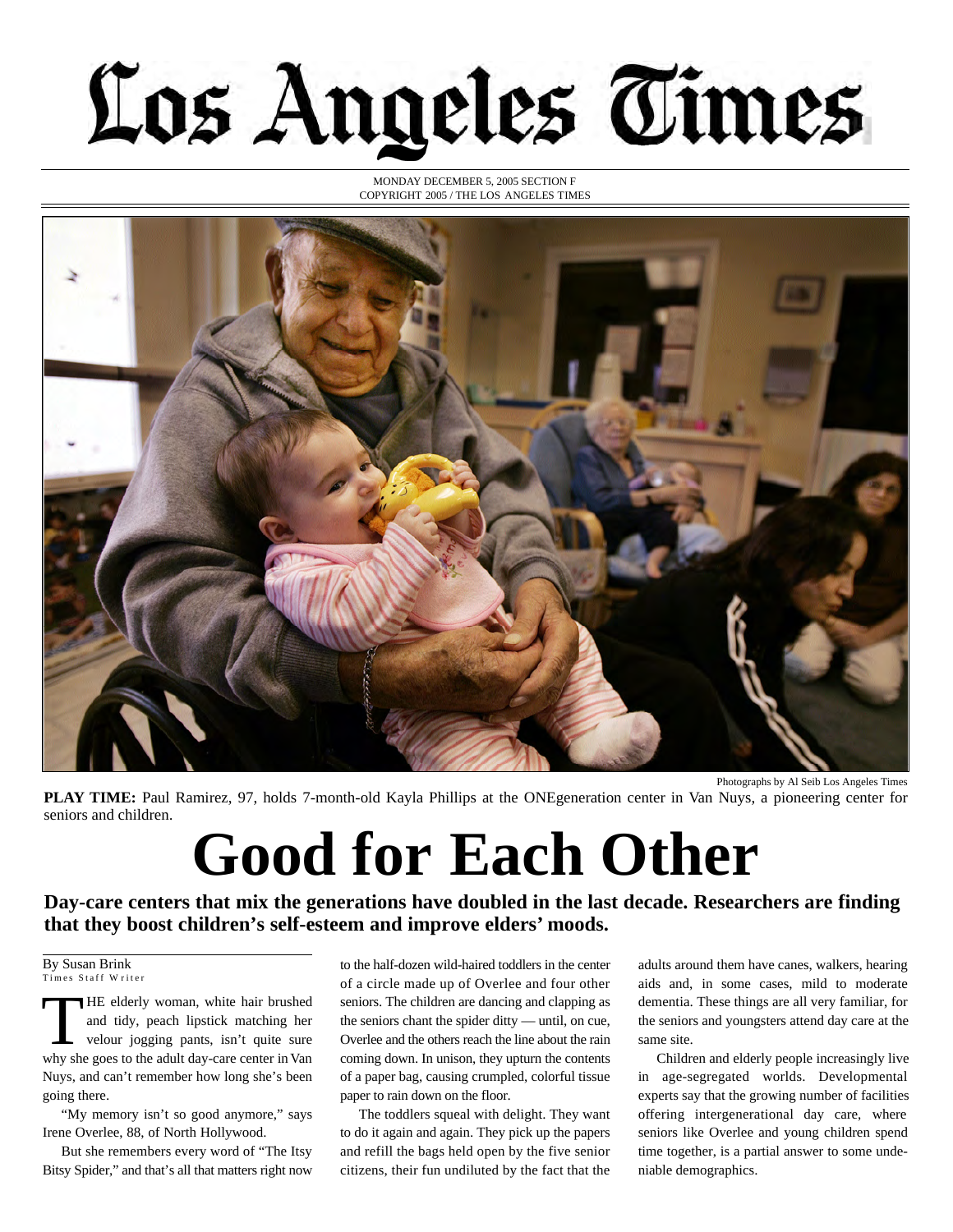# Los Angeles Times

MONDAY DECEMBER 5, 2005 SECTION F
COPYRIGHT 2005 / THE LOS ANGELES TIMES

Photographs by Al Seib Los Angeles Times

**PLAY TIME:** Paul Ramirez, 97, holds 7-month-old Kayla Phillips at the ONEgeneration center in Van Nuys, a pioneering center for seniors and children.

# Good for Each Other

**Day-care centers that mix the generations have doubled in the last decade. Researchers are finding that they boost children's self-esteem and improve elders' moods.**

By Susan Brink
Times Staff Writer

THE elderly woman, white hair brushed and tidy, peach lipstick matching her velour jogging pants, isn't quite sure why she goes to the adult day-care center in Van Nuys, and can't remember how long she's been going there.

"My memory isn't so good anymore," says Irene Overlee, 88, of North Hollywood.

But she remembers every word of "The Itsy Bitsy Spider," and that's all that matters right now to the half-dozen wild-haired toddlers in the center of a circle made up of Overlee and four other seniors. The children are dancing and clapping as the seniors chant the spider ditty — until, on cue, Overlee and the others reach the line about the rain coming down. In unison, they upturn the contents of a paper bag, causing crumpled, colorful tissue paper to rain down on the floor.

The toddlers squeal with delight. They want to do it again and again. They pick up the papers and refill the bags held open by the five senior citizens, their fun undiluted by the fact that the adults around them have canes, walkers, hearing aids and, in some cases, mild to moderate dementia. These things are all very familiar, for the seniors and youngsters attend day care at the same site.

Children and elderly people increasingly live in age-segregated worlds. Developmental experts say that the growing number of facilities offering intergenerational day care, where seniors like Overlee and young children spend time together, is a partial answer to some undeniable demographics.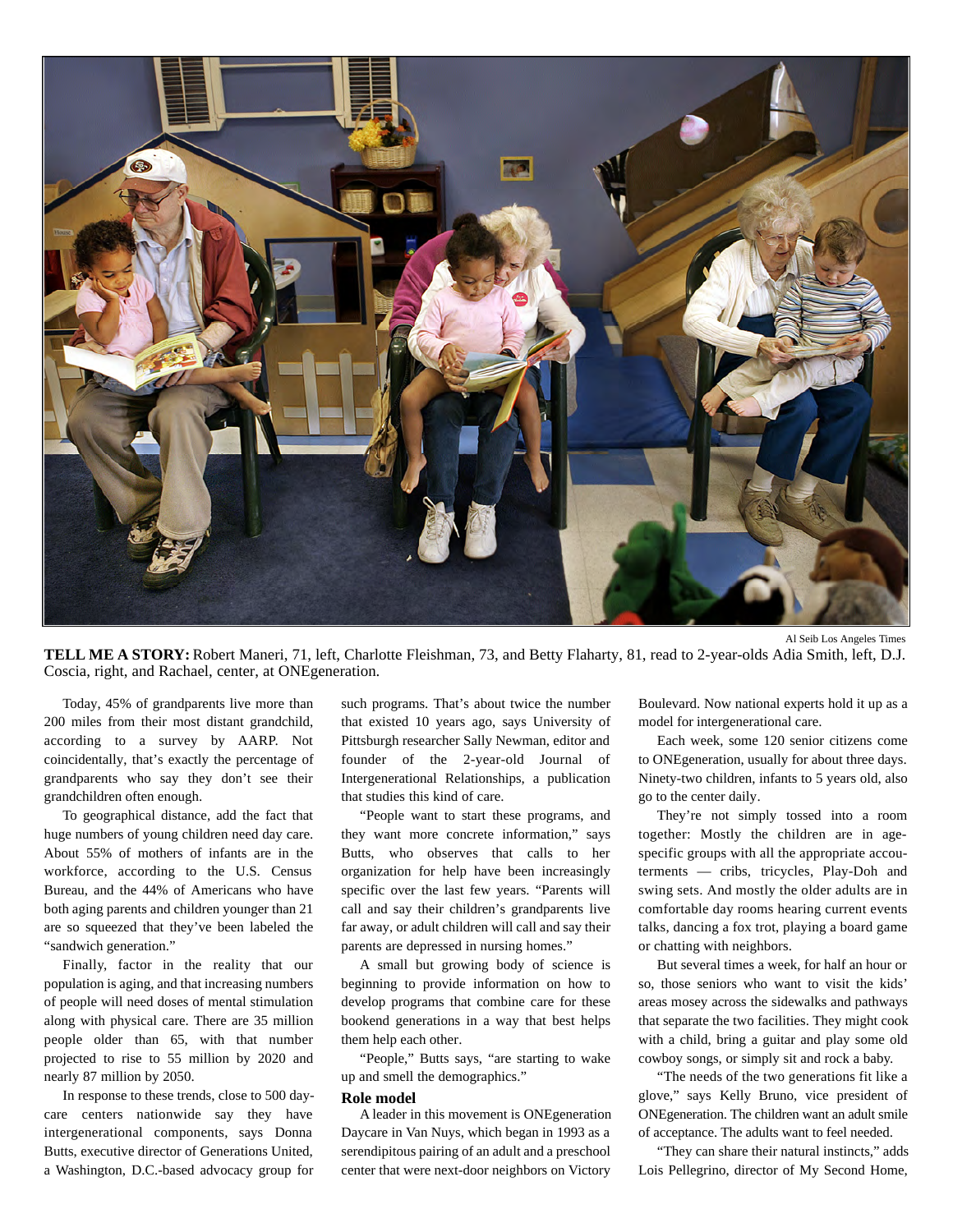Al Seib Los Angeles Times

**TELL ME A STORY:** Robert Maneri, 71, left, Charlotte Fleishman, 73, and Betty Flaharty, 81, read to 2-year-olds Adia Smith, left, D.J. Coscia, right, and Rachael, center, at ONEgeneration.

Today, 45% of grandparents live more than 200 miles from their most distant grandchild, according to a survey by AARP. Not coincidentally, that's exactly the percentage of grandparents who say they don't see their grandchildren often enough.

To geographical distance, add the fact that huge numbers of young children need day care. About 55% of mothers of infants are in the workforce, according to the U.S. Census Bureau, and the 44% of Americans who have both aging parents and children younger than 21 are so squeezed that they've been labeled the "sandwich generation."

Finally, factor in the reality that our population is aging, and that increasing numbers of people will need doses of mental stimulation along with physical care. There are 35 million people older than 65, with that number projected to rise to 55 million by 2020 and nearly 87 million by 2050.

In response to these trends, close to 500 day-care centers nationwide say they have intergenerational components, says Donna Butts, executive director of Generations United, a Washington, D.C.-based advocacy group for such programs. That's about twice the number that existed 10 years ago, says University of Pittsburgh researcher Sally Newman, editor and founder of the 2-year-old Journal of Intergenerational Relationships, a publication that studies this kind of care.

"People want to start these programs, and they want more concrete information," says Butts, who observes that calls to her organization for help have been increasingly specific over the last few years. "Parents will call and say their children's grandparents live far away, or adult children will call and say their parents are depressed in nursing homes."

A small but growing body of science is beginning to provide information on how to develop programs that combine care for these bookend generations in a way that best helps them help each other.

"People," Butts says, "are starting to wake up and smell the demographics."

**Role model**

A leader in this movement is ONEgeneration Daycare in Van Nuys, which began in 1993 as a serendipitous pairing of an adult and a preschool center that were next-door neighbors on Victory Boulevard. Now national experts hold it up as a model for intergenerational care.

Each week, some 120 senior citizens come to ONEgeneration, usually for about three days. Ninety-two children, infants to 5 years old, also go to the center daily.

They're not simply tossed into a room together: Mostly the children are in age-specific groups with all the appropriate accouterments — cribs, tricycles, Play-Doh and swing sets. And mostly the older adults are in comfortable day rooms hearing current events talks, dancing a fox trot, playing a board game or chatting with neighbors.

But several times a week, for half an hour or so, those seniors who want to visit the kids' areas mosey across the sidewalks and pathways that separate the two facilities. They might cook with a child, bring a guitar and play some old cowboy songs, or simply sit and rock a baby.

"The needs of the two generations fit like a glove," says Kelly Bruno, vice president of ONEgeneration. The children want an adult smile of acceptance. The adults want to feel needed.

"They can share their natural instincts," adds Lois Pellegrino, director of My Second Home,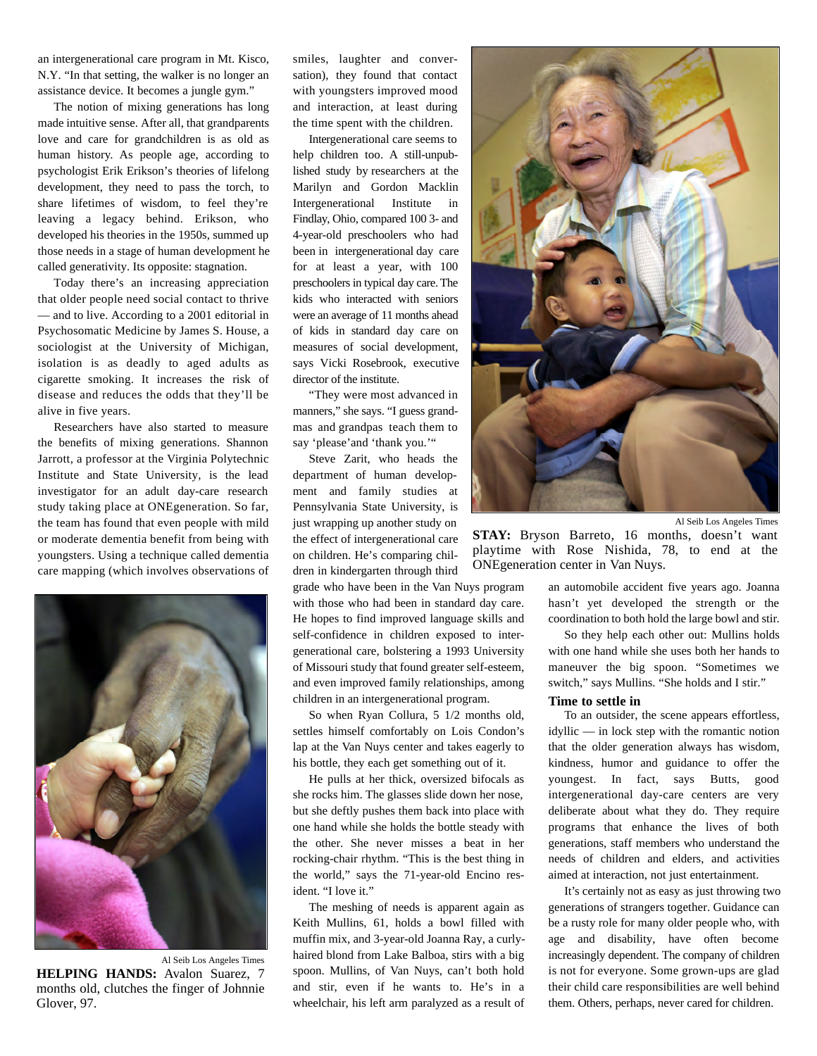an intergenerational care program in Mt. Kisco, N.Y. "In that setting, the walker is no longer an assistance device. It becomes a jungle gym."

The notion of mixing generations has long made intuitive sense. After all, that grandparents love and care for grandchildren is as old as human history. As people age, according to psychologist Erik Erikson's theories of lifelong development, they need to pass the torch, to share lifetimes of wisdom, to feel they're leaving a legacy behind. Erikson, who developed his theories in the 1950s, summed up those needs in a stage of human development he called generativity. Its opposite: stagnation.

Today there's an increasing appreciation that older people need social contact to thrive — and to live. According to a 2001 editorial in Psychosomatic Medicine by James S. House, a sociologist at the University of Michigan, isolation is as deadly to aged adults as cigarette smoking. It increases the risk of disease and reduces the odds that they'll be alive in five years.

Researchers have also started to measure the benefits of mixing generations. Shannon Jarrott, a professor at the Virginia Polytechnic Institute and State University, is the lead investigator for an adult day-care research study taking place at ONEgeneration. So far, the team has found that even people with mild or moderate dementia benefit from being with youngsters. Using a technique called dementia care mapping (which involves observations of smiles, laughter and conversation), they found that contact with youngsters improved mood and interaction, at least during the time spent with the children.

Al Seib Los Angeles Times

**HELPING HANDS:** Avalon Suarez, 7 months old, clutches the finger of Johnnie Glover, 97.

Intergenerational care seems to help children too. A still-unpublished study by researchers at the Marilyn and Gordon Macklin Intergenerational Institute in Findlay, Ohio, compared 100 3- and 4-year-old preschoolers who had been in intergenerational day care for at least a year, with 100 preschoolers in typical day care. The kids who interacted with seniors were an average of 11 months ahead of kids in standard day care on measures of social development, says Vicki Rosebrook, executive director of the institute.

"They were most advanced in manners," she says. "I guess grandmas and grandpas teach them to say 'please' and 'thank you.'"

Steve Zarit, who heads the department of human development and family studies at Pennsylvania State University, is just wrapping up another study on the effect of intergenerational care on children. He's comparing children in kindergarten through third grade who have been in the Van Nuys program with those who had been in standard day care. He hopes to find improved language skills and self-confidence in children exposed to intergenerational care, bolstering a 1993 University of Missouri study that found greater self-esteem, and even improved family relationships, among children in an intergenerational program.

So when Ryan Collura, 5 1/2 months old, settles himself comfortably on Lois Condon's lap at the Van Nuys center and takes eagerly to his bottle, they each get something out of it.

He pulls at her thick, oversized bifocals as she rocks him. The glasses slide down her nose, but she deftly pushes them back into place with one hand while she holds the bottle steady with the other. She never misses a beat in her rocking-chair rhythm. "This is the best thing in the world," says the 71-year-old Encino resident. "I love it."

The meshing of needs is apparent again as Keith Mullins, 61, holds a bowl filled with muffin mix, and 3-year-old Joanna Ray, a curly-haired blond from Lake Balboa, stirs with a big spoon. Mullins, of Van Nuys, can't both hold and stir, even if he wants to. He's in a wheelchair, his left arm paralyzed as a result of an automobile accident five years ago. Joanna hasn't yet developed the strength or the coordination to both hold the large bowl and stir.

So they help each other out: Mullins holds with one hand while she uses both her hands to maneuver the big spoon. "Sometimes we switch," says Mullins. "She holds and I stir."

Al Seib Los Angeles Times

**STAY:** Bryson Barreto, 16 months, doesn't want playtime with Rose Nishida, 78, to end at the ONEgeneration center in Van Nuys.

### Time to settle in

To an outsider, the scene appears effortless, idyllic — in lock step with the romantic notion that the older generation always has wisdom, kindness, humor and guidance to offer the youngest. In fact, says Butts, good intergenerational day-care centers are very deliberate about what they do. They require programs that enhance the lives of both generations, staff members who understand the needs of children and elders, and activities aimed at interaction, not just entertainment.

It's certainly not as easy as just throwing two generations of strangers together. Guidance can be a rusty role for many older people who, with age and disability, have often become increasingly dependent. The company of children is not for everyone. Some grown-ups are glad their child care responsibilities are well behind them. Others, perhaps, never cared for children.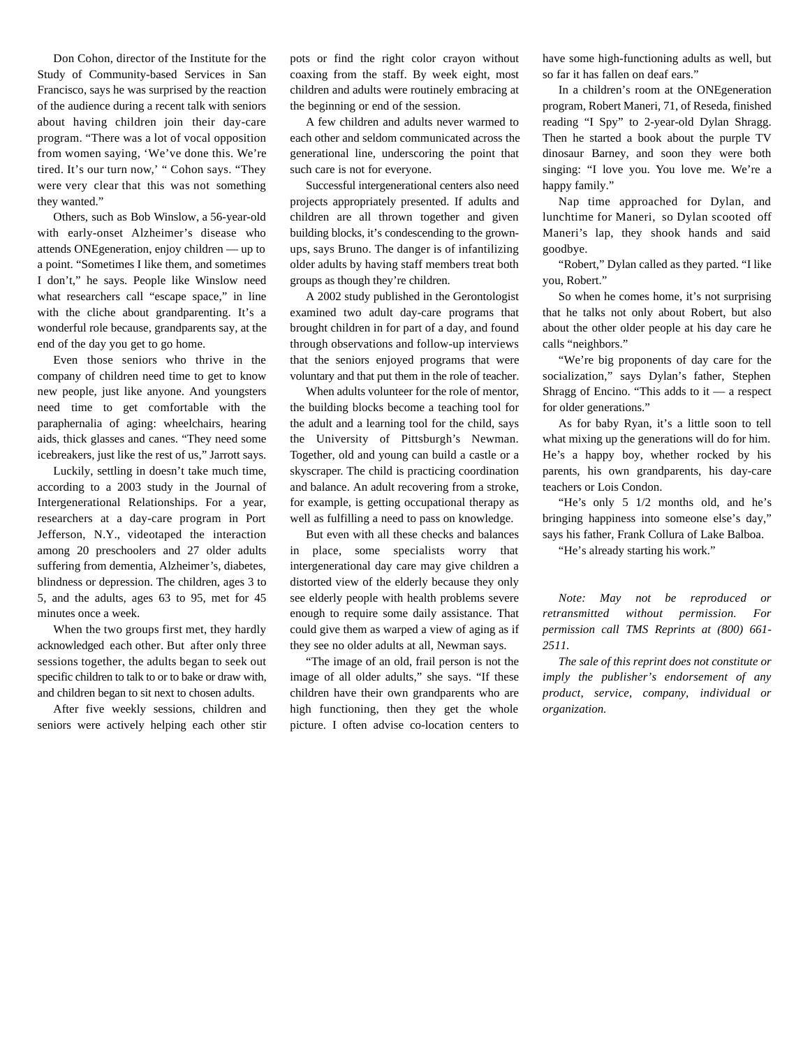Don Cohon, director of the Institute for the Study of Community-based Services in San Francisco, says he was surprised by the reaction of the audience during a recent talk with seniors about having children join their day-care program. "There was a lot of vocal opposition from women saying, 'We've done this. We're tired. It's our turn now,' " Cohon says. "They were very clear that this was not something they wanted."

Others, such as Bob Winslow, a 56-year-old with early-onset Alzheimer's disease who attends ONEgeneration, enjoy children — up to a point. "Sometimes I like them, and sometimes I don't," he says. People like Winslow need what researchers call "escape space," in line with the cliche about grandparenting. It's a wonderful role because, grandparents say, at the end of the day you get to go home.

Even those seniors who thrive in the company of children need time to get to know new people, just like anyone. And youngsters need time to get comfortable with the paraphernalia of aging: wheelchairs, hearing aids, thick glasses and canes. "They need some icebreakers, just like the rest of us," Jarrott says.

Luckily, settling in doesn't take much time, according to a 2003 study in the Journal of Intergenerational Relationships. For a year, researchers at a day-care program in Port Jefferson, N.Y., videotaped the interaction among 20 preschoolers and 27 older adults suffering from dementia, Alzheimer's, diabetes, blindness or depression. The children, ages 3 to 5, and the adults, ages 63 to 95, met for 45 minutes once a week.

When the two groups first met, they hardly acknowledged each other. But after only three sessions together, the adults began to seek out specific children to talk to or to bake or draw with, and children began to sit next to chosen adults.

After five weekly sessions, children and seniors were actively helping each other stir pots or find the right color crayon without coaxing from the staff. By week eight, most children and adults were routinely embracing at the beginning or end of the session.

A few children and adults never warmed to each other and seldom communicated across the generational line, underscoring the point that such care is not for everyone.

Successful intergenerational centers also need projects appropriately presented. If adults and children are all thrown together and given building blocks, it's condescending to the grown-ups, says Bruno. The danger is of infantilizing older adults by having staff members treat both groups as though they're children.

A 2002 study published in the Gerontologist examined two adult day-care programs that brought children in for part of a day, and found through observations and follow-up interviews that the seniors enjoyed programs that were voluntary and that put them in the role of teacher.

When adults volunteer for the role of mentor, the building blocks become a teaching tool for the adult and a learning tool for the child, says the University of Pittsburgh's Newman. Together, old and young can build a castle or a skyscraper. The child is practicing coordination and balance. An adult recovering from a stroke, for example, is getting occupational therapy as well as fulfilling a need to pass on knowledge.

But even with all these checks and balances in place, some specialists worry that intergenerational day care may give children a distorted view of the elderly because they only see elderly people with health problems severe enough to require some daily assistance. That could give them as warped a view of aging as if they see no older adults at all, Newman says.

"The image of an old, frail person is not the image of all older adults," she says. "If these children have their own grandparents who are high functioning, then they get the whole picture. I often advise co-location centers to have some high-functioning adults as well, but so far it has fallen on deaf ears."

In a children's room at the ONEgeneration program, Robert Maneri, 71, of Reseda, finished reading "I Spy" to 2-year-old Dylan Shragg. Then he started a book about the purple TV dinosaur Barney, and soon they were both singing: "I love you. You love me. We're a happy family."

Nap time approached for Dylan, and lunchtime for Maneri, so Dylan scooted off Maneri's lap, they shook hands and said goodbye.

"Robert," Dylan called as they parted. "I like you, Robert."

So when he comes home, it's not surprising that he talks not only about Robert, but also about the other older people at his day care he calls "neighbors."

"We're big proponents of day care for the socialization," says Dylan's father, Stephen Shragg of Encino. "This adds to it — a respect for older generations."

As for baby Ryan, it's a little soon to tell what mixing up the generations will do for him. He's a happy boy, whether rocked by his parents, his own grandparents, his day-care teachers or Lois Condon.

"He's only 5 1/2 months old, and he's bringing happiness into someone else's day," says his father, Frank Collura of Lake Balboa.

"He's already starting his work."

*Note: May not be reproduced or retransmitted without permission. For permission call TMS Reprints at (800) 661-2511.*

*The sale of this reprint does not constitute or imply the publisher's endorsement of any product, service, company, individual or organization.*